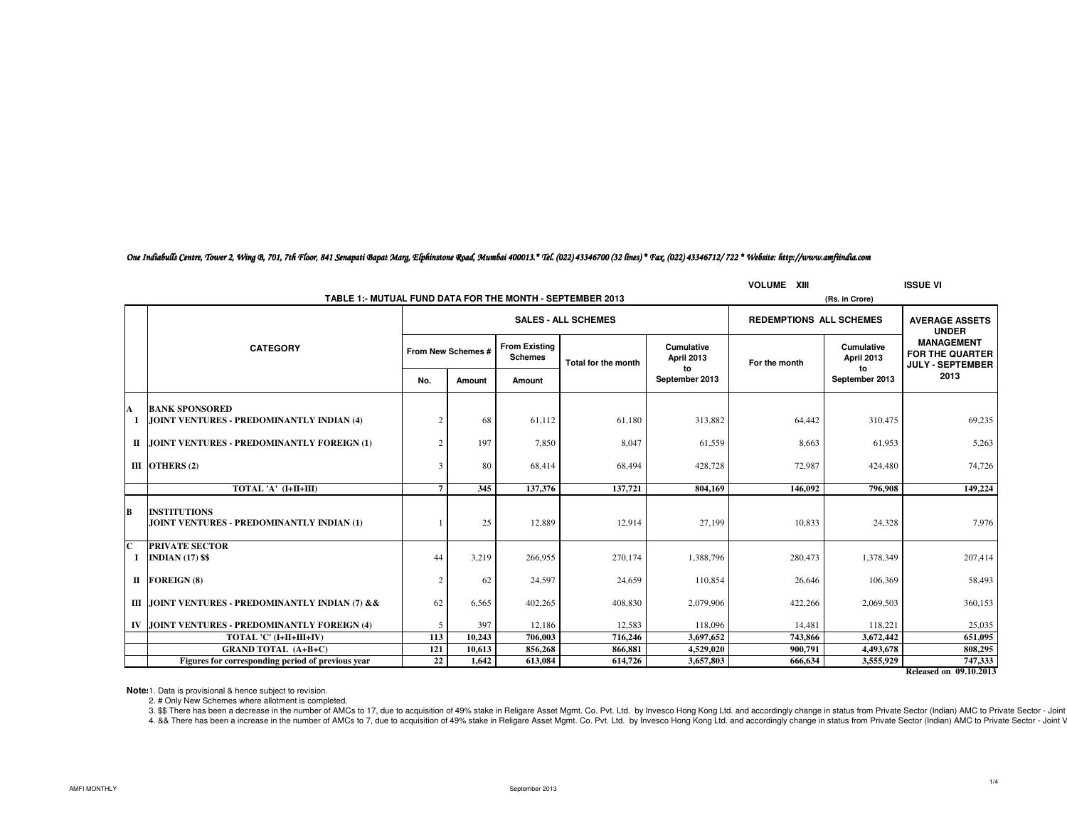*One Indiabulls Centre, Tower 2, Wing B, 701, 7th Floor, 841 Senapati Bapat Marg, Elphinstone Road, Mumbai 400013.* Tel. (022) 43346700 (32 lines) * Fax. (022) 43346712/ 722 * Website: http://www.amfiindia.com*

**VOLUME XIII** **ISSUE VI**

## TABLE 1:- MUTUAL FUND DATA FOR THE MONTH - SEPTEMBER 2013

(Rs. in Crore)

| | CATEGORY | SALES - ALL SCHEMES | | | | | REDEMPTIONS ALL SCHEMES | | AVERAGE ASSETS UNDER MANAGEMENT FOR THE QUARTER JULY - SEPTEMBER 2013 |
|---|---|---|---|---|---|---|---|---|---|
| | | From New Schemes # | | From Existing Schemes | Total for the month | Cumulative April 2013 to September 2013 | For the month | Cumulative April 2013 to September 2013 | |
| | | No. | Amount | Amount | | | | | |
| **A** | **BANK SPONSORED** | | | | | | | | |
| **I** | **JOINT VENTURES - PREDOMINANTLY INDIAN (4)** | 2 | 68 | 61,112 | 61,180 | 313,882 | 64,442 | 310,475 | 69,235 |
| **II** | **JOINT VENTURES - PREDOMINANTLY FOREIGN (1)** | 2 | 197 | 7,850 | 8,047 | 61,559 | 8,663 | 61,953 | 5,263 |
| **III** | **OTHERS (2)** | 3 | 80 | 68,414 | 68,494 | 428,728 | 72,987 | 424,480 | 74,726 |
| | **TOTAL 'A' (I+II+III)** | **7** | **345** | **137,376** | **137,721** | **804,169** | **146,092** | **796,908** | **149,224** |
| **B** | **INSTITUTIONS** | | | | | | | | |
| | **JOINT VENTURES - PREDOMINANTLY INDIAN (1)** | 1 | 25 | 12,889 | 12,914 | 27,199 | 10,833 | 24,328 | 7,976 |
| **C** | **PRIVATE SECTOR** | | | | | | | | |
| **I** | **INDIAN (17) $$** | 44 | 3,219 | 266,955 | 270,174 | 1,388,796 | 280,473 | 1,378,349 | 207,414 |
| **II** | **FOREIGN (8)** | 2 | 62 | 24,597 | 24,659 | 110,854 | 26,646 | 106,369 | 58,493 |
| **III** | **JOINT VENTURES - PREDOMINANTLY INDIAN (7) &&** | 62 | 6,565 | 402,265 | 408,830 | 2,079,906 | 422,266 | 2,069,503 | 360,153 |
| **IV** | **JOINT VENTURES - PREDOMINANTLY FOREIGN (4)** | 5 | 397 | 12,186 | 12,583 | 118,096 | 14,481 | 118,221 | 25,035 |
| | **TOTAL 'C' (I+II+III+IV)** | **113** | **10,243** | **706,003** | **716,246** | **3,697,652** | **743,866** | **3,672,442** | **651,095** |
| | **GRAND TOTAL (A+B+C)** | **121** | **10,613** | **856,268** | **866,881** | **4,529,020** | **900,791** | **4,493,678** | **808,295** |
| | **Figures for corresponding period of previous year** | **22** | **1,642** | **613,084** | **614,726** | **3,657,803** | **666,634** | **3,555,929** | **747,333** |

**Released on 09.10.2013**

**Notes:**
1. Data is provisional & hence subject to revision.
2. # Only New Schemes where allotment is completed.
3. $$ There has been a decrease in the number of AMCs to 17, due to acquisition of 49% stake in Religare Asset Mgmt. Co. Pvt. Ltd. by Invesco Hong Kong Ltd. and accordingly change in status from Private Sector (Indian) AMC to Private Sector - Joint
4. && There has been a increase in the number of AMCs to 7, due to acquisition of 49% stake in Religare Asset Mgmt. Co. Pvt. Ltd. by Invesco Hong Kong Ltd. and accordingly change in status from Private Sector (Indian) AMC to Private Sector - Joint V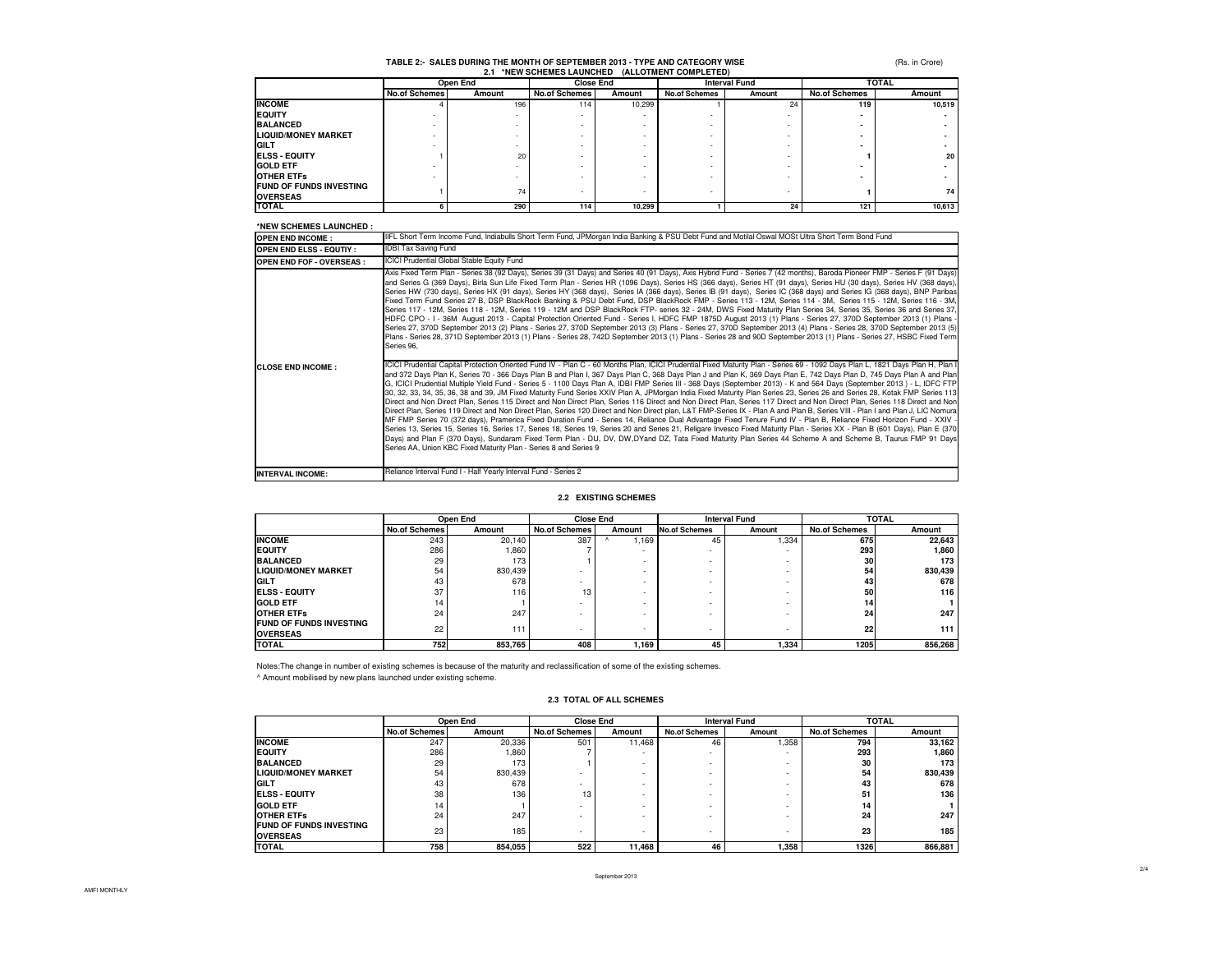## TABLE 2:- SALES DURING THE MONTH OF SEPTEMBER 2013 - TYPE AND CATEGORY WISE

(Rs. in Crore)

### 2.1 *NEW SCHEMES LAUNCHED (ALLOTMENT COMPLETED)

| | Open End | | Close End | | Interval Fund | | TOTAL | |
|---|---|---|---|---|---|---|---|---|
| | No.of Schemes | Amount | No.of Schemes | Amount | No.of Schemes | Amount | No.of Schemes | Amount |
| **INCOME** | 4 | 196 | 114 | 10,299 | 1 | 24 | **119** | **10,519** |
| **EQUITY** | - | - | - | - | - | - | **-** | **-** |
| **BALANCED** | - | - | - | - | - | - | **-** | **-** |
| **LIQUID/MONEY MARKET** | - | - | - | - | - | - | **-** | **-** |
| **GILT** | - | - | - | - | - | - | **-** | **-** |
| **ELSS - EQUITY** | 1 | 20 | - | - | - | - | **1** | **20** |
| **GOLD ETF** | - | - | - | - | - | - | **-** | **-** |
| **OTHER ETFs** | - | - | - | - | - | - | **-** | **-** |
| **FUND OF FUNDS INVESTING OVERSEAS** | 1 | 74 | - | - | - | - | **1** | **74** |
| **TOTAL** | **6** | **290** | **114** | **10,299** | **1** | **24** | **121** | **10,613** |

**\*NEW SCHEMES LAUNCHED :**

| | |
|---|---|
| **OPEN END INCOME :** | IIFL Short Term Income Fund, Indiabulls Short Term Fund, JPMorgan India Banking & PSU Debt Fund and Motilal Oswal MOSt Ultra Short Term Bond Fund |
| **OPEN END ELSS - EQUTIY :** | IDBI Tax Saving Fund |
| **OPEN END FOF - OVERSEAS :** | ICICI Prudential Global Stable Equity Fund |
| **CLOSE END INCOME :** | Axis Fixed Term Plan - Series 38 (92 Days), Series 39 (31 Days) and Series 40 (91 Days), Axis Hybrid Fund - Series 7 (42 months), Baroda Pioneer FMP - Series F (91 Days) and Series G (369 Days), Birla Sun Life Fixed Term Plan - Series HR (1096 Days), Series HS (366 days), Series HT (91 days), Series HU (30 days), Series HV (368 days), Series HW (730 days), Series HX (91 days), Series HY (368 days), Series IA (366 days), Series IB (91 days), Series IC (368 days) and Series IG (368 days), BNP Paribas Fixed Term Fund Series 27 B, DSP BlackRock Banking & PSU Debt Fund, DSP BlackRock FMP - Series 113 - 12M, Series 114 - 3M, Series 115 - 12M, Series 116 - 3M, Series 117 - 12M, Series 118 - 12M, Series 119 - 12M and DSP BlackRock FTP- series 32 - 24M, DWS Fixed Maturity Plan Series 34, Series 35, Series 36 and Series 37, HDFC CPO - I - 36M August 2013 - Capital Protection Oriented Fund - Series I, HDFC FMP 1875D August 2013 (1) Plans - Series 27, 370D September 2013 (1) Plans - Series 27, 370D September 2013 (2) Plans - Series 27, 370D September 2013 (3) Plans - Series 27, 370D September 2013 (4) Plans - Series 28, 370D September 2013 (5) Plans - Series 28, 371D September 2013 (1) Plans - Series 28, 742D September 2013 (1) Plans - Series 28 and 90D September 2013 (1) Plans - Series 27, HSBC Fixed Term Series 96, ICICI Prudential Capital Protection Oriented Fund IV - Plan C - 60 Months Plan, ICICI Prudential Fixed Maturity Plan - Series 69 - 1092 Days Plan L, 1821 Days Plan H, Plan I and 372 Days Plan K, Series 70 - 366 Days Plan B and Plan I, 367 Days Plan C, 368 Days Plan J and Plan K, 369 Days Plan E, 742 Days Plan D, 745 Days Plan A and Plan G, ICICI Prudential Multiple Yield Fund - Series 5 - 1100 Days Plan A, IDBI FMP Series III - 368 Days (September 2013) - K and 564 Days (September 2013 ) - L, IDFC FTP 30, 32, 33, 34, 35, 36, 38 and 39, JM Fixed Maturity Fund Series XXIV Plan A, JPMorgan India Fixed Maturity Plan Series 23, Series 26 and Series 28, Kotak FMP Series 113 Direct and Non Direct Plan, Series 115 Direct and Non Direct Plan, Series 116 Direct and Non Direct Plan, Series 117 Direct and Non Direct Plan, Series 118 Direct and Non Direct Plan, Series 119 Direct and Non Direct Plan, Series 120 Direct and Non Direct plan, L&T FMP-Series IX - Plan A and Plan B, Series VIII - Plan I and Plan J, LIC Nomura MF FMP Series 70 (372 days), Pramerica Fixed Duration Fund - Series 14, Reliance Dual Advantage Fixed Tenure Fund IV - Plan B, Reliance Fixed Horizon Fund - XXIV - Series 13, Series 15, Series 16, Series 17, Series 18, Series 19, Series 20 and Series 21, Religare Invesco Fixed Maturity Plan - Series XX - Plan B (601 Days), Plan E (370 Days) and Plan F (370 Days), Sundaram Fixed Term Plan - DU, DV, DW,DYand DZ, Tata Fixed Maturity Plan Series 44 Scheme A and Scheme B, Taurus FMP 91 Days Series AA, Union KBC Fixed Maturity Plan - Series 8 and Series 9 |
| **INTERVAL INCOME:** | Reliance Interval Fund I - Half Yearly Interval Fund - Series 2 |

### 2.2 EXISTING SCHEMES

| | Open End | | Close End | | Interval Fund | | TOTAL | |
|---|---|---|---|---|---|---|---|---|
| | No.of Schemes | Amount | No.of Schemes | Amount | No.of Schemes | Amount | No.of Schemes | Amount |
| **INCOME** | 243 | 20,140 | 387 | ^ 1,169 | 45 | 1,334 | **675** | **22,643** |
| **EQUITY** | 286 | 1,860 | 7 | - | - | - | **293** | **1,860** |
| **BALANCED** | 29 | 173 | 1 | - | - | - | **30** | **173** |
| **LIQUID/MONEY MARKET** | 54 | 830,439 | - | - | - | - | **54** | **830,439** |
| **GILT** | 43 | 678 | - | - | - | - | **43** | **678** |
| **ELSS - EQUITY** | 37 | 116 | 13 | - | - | - | **50** | **116** |
| **GOLD ETF** | 14 | 1 | - | - | - | - | **14** | **1** |
| **OTHER ETFs** | 24 | 247 | - | - | - | - | **24** | **247** |
| **FUND OF FUNDS INVESTING OVERSEAS** | 22 | 111 | - | - | - | - | **22** | **111** |
| **TOTAL** | **752** | **853,765** | **408** | **1,169** | **45** | **1,334** | **1205** | **856,268** |

Notes:The change in number of existing schemes is because of the maturity and reclassification of some of the existing schemes.

^ Amount mobilised by new plans launched under existing scheme.

### 2.3 TOTAL OF ALL SCHEMES

| | Open End | | Close End | | Interval Fund | | TOTAL | |
|---|---|---|---|---|---|---|---|---|
| | No.of Schemes | Amount | No.of Schemes | Amount | No.of Schemes | Amount | No.of Schemes | Amount |
| **INCOME** | 247 | 20,336 | 501 | 11,468 | 46 | 1,358 | **794** | **33,162** |
| **EQUITY** | 286 | 1,860 | 7 | - | - | - | **293** | **1,860** |
| **BALANCED** | 29 | 173 | 1 | - | - | - | **30** | **173** |
| **LIQUID/MONEY MARKET** | 54 | 830,439 | - | - | - | - | **54** | **830,439** |
| **GILT** | 43 | 678 | - | - | - | - | **43** | **678** |
| **ELSS - EQUITY** | 38 | 136 | 13 | - | - | - | **51** | **136** |
| **GOLD ETF** | 14 | 1 | - | - | - | - | **14** | **1** |
| **OTHER ETFs** | 24 | 247 | - | - | - | - | **24** | **247** |
| **FUND OF FUNDS INVESTING OVERSEAS** | 23 | 185 | - | - | - | - | **23** | **185** |
| **TOTAL** | **758** | **854,055** | **522** | **11,468** | **46** | **1,358** | **1326** | **866,881** |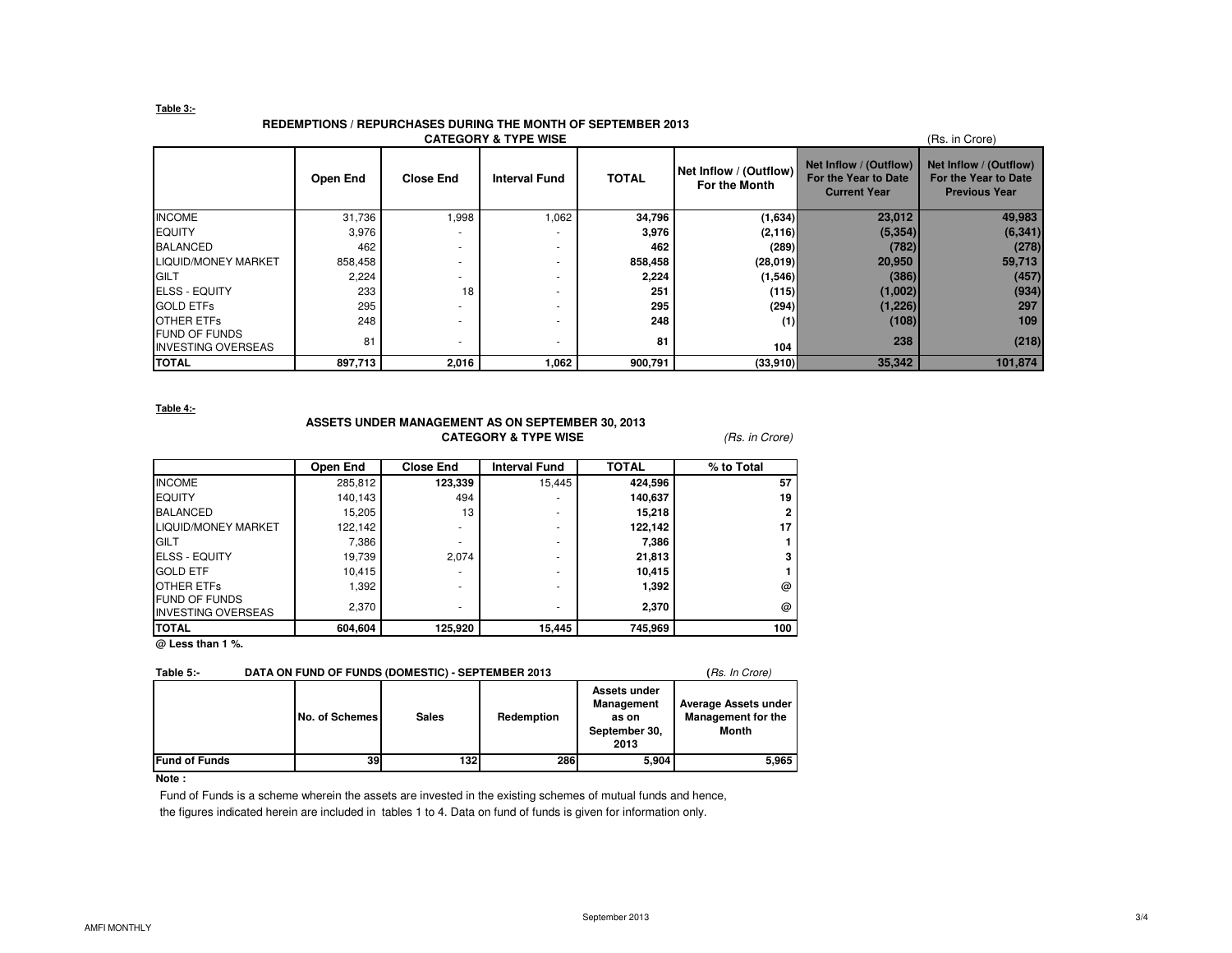**Table 3:-**

## REDEMPTIONS / REPURCHASES DURING THE MONTH OF SEPTEMBER 2013
### CATEGORY & TYPE WISE

(Rs. in Crore)

| | Open End | Close End | Interval Fund | TOTAL | Net Inflow / (Outflow) For the Month | Net Inflow / (Outflow) For the Year to Date Current Year | Net Inflow / (Outflow) For the Year to Date Previous Year |
|---|---|---|---|---|---|---|---|
| INCOME | 31,736 | 1,998 | 1,062 | **34,796** | **(1,634)** | **23,012** | **49,983** |
| EQUITY | 3,976 | - | - | **3,976** | **(2,116)** | **(5,354)** | **(6,341)** |
| BALANCED | 462 | - | - | **462** | **(289)** | **(782)** | **(278)** |
| LIQUID/MONEY MARKET | 858,458 | - | - | **858,458** | **(28,019)** | **20,950** | **59,713** |
| GILT | 2,224 | - | - | **2,224** | **(1,546)** | **(386)** | **(457)** |
| ELSS - EQUITY | 233 | 18 | - | **251** | **(115)** | **(1,002)** | **(934)** |
| GOLD ETFs | 295 | - | - | **295** | **(294)** | **(1,226)** | **297** |
| OTHER ETFs | 248 | - | - | **248** | **(1)** | **(108)** | **109** |
| FUND OF FUNDS INVESTING OVERSEAS | 81 | - | - | **81** | **104** | **238** | **(218)** |
| **TOTAL** | **897,713** | **2,016** | **1,062** | **900,791** | **(33,910)** | **35,342** | **101,874** |

**Table 4:-**

## ASSETS UNDER MANAGEMENT AS ON SEPTEMBER 30, 2013
### CATEGORY & TYPE WISE

*(Rs. in Crore)*

| | Open End | Close End | Interval Fund | TOTAL | % to Total |
|---|---|---|---|---|---|
| INCOME | 285,812 | **123,339** | 15,445 | **424,596** | **57** |
| EQUITY | 140,143 | 494 | - | **140,637** | **19** |
| BALANCED | 15,205 | 13 | - | **15,218** | **2** |
| LIQUID/MONEY MARKET | 122,142 | - | - | **122,142** | **17** |
| GILT | 7,386 | - | - | **7,386** | **1** |
| ELSS - EQUITY | 19,739 | 2,074 | - | **21,813** | **3** |
| GOLD ETF | 10,415 | - | - | **10,415** | **1** |
| OTHER ETFs | 1,392 | - | - | **1,392** | **@** |
| FUND OF FUNDS INVESTING OVERSEAS | 2,370 | - | - | **2,370** | **@** |
| **TOTAL** | **604,604** | **125,920** | **15,445** | **745,969** | **100** |

**@ Less than 1 %.**

**Table 5:- DATA ON FUND OF FUNDS (DOMESTIC) - SEPTEMBER 2013**

**(***Rs. In Crore***)**

| | No. of Schemes | Sales | Redemption | Assets under Management as on September 30, 2013 | Average Assets under Management for the Month |
|---|---|---|---|---|---|
| **Fund of Funds** | **39** | **132** | **286** | **5,904** | **5,965** |

**Note :**

Fund of Funds is a scheme wherein the assets are invested in the existing schemes of mutual funds and hence, the figures indicated herein are included in tables 1 to 4. Data on fund of funds is given for information only.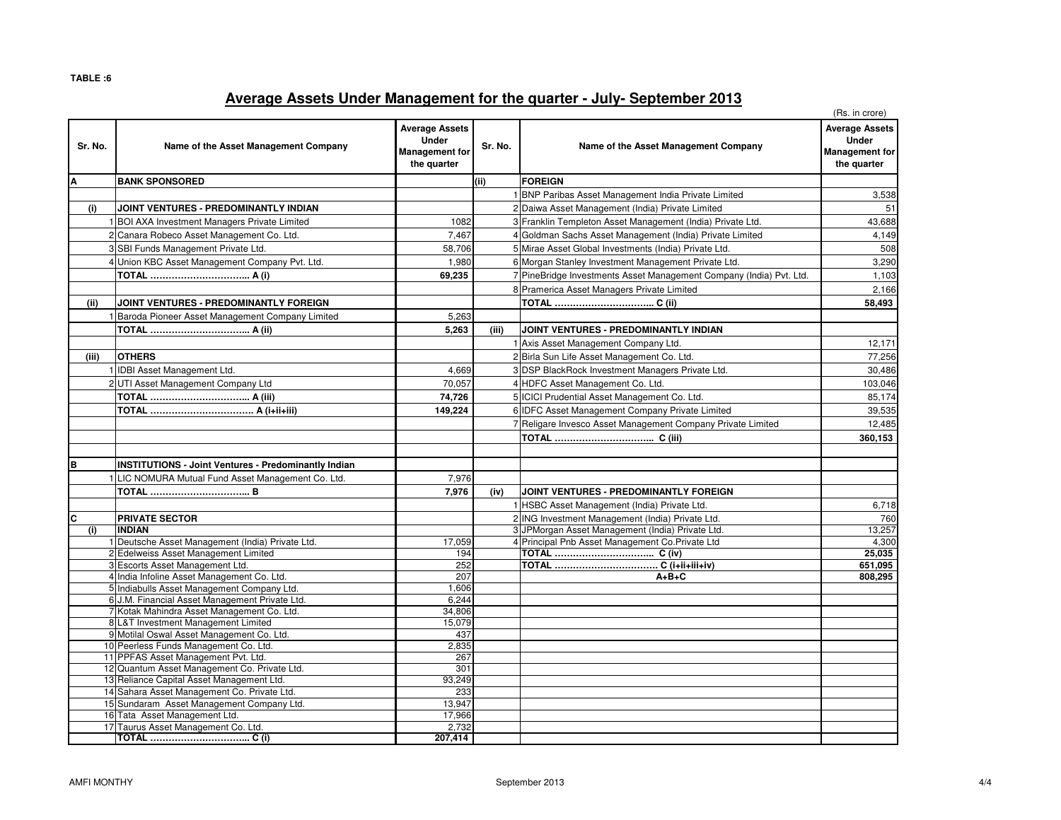**TABLE :6**

## Average Assets Under Management for the quarter - July- September 2013

(Rs. in crore)

| Sr. No. | Name of the Asset Management Company | Average Assets Under Management for the quarter | Sr. No. | Name of the Asset Management Company | Average Assets Under Management for the quarter |
|---|---|---|---|---|---|
| A | **BANK SPONSORED** | | (ii) | **FOREIGN** | |
| | | | 1 | BNP Paribas Asset Management India Private Limited | 3,538 |
| (i) | **JOINT VENTURES - PREDOMINANTLY INDIAN** | | 2 | Daiwa Asset Management (India) Private Limited | 51 |
| 1 | BOI AXA Investment Managers Private Limited | 1082 | 3 | Franklin Templeton Asset Management (India) Private Ltd. | 43,688 |
| 2 | Canara Robeco Asset Management Co. Ltd. | 7,467 | 4 | Goldman Sachs Asset Management (India) Private Limited | 4,149 |
| 3 | SBI Funds Management Private Ltd. | 58,706 | 5 | Mirae Asset Global Investments (India) Private Ltd. | 508 |
| 4 | Union KBC Asset Management Company Pvt. Ltd. | 1,980 | 6 | Morgan Stanley Investment Management Private Ltd. | 3,290 |
| | **TOTAL ………………………….. A (i)** | **69,235** | 7 | PineBridge Investments Asset Management Company (India) Pvt. Ltd. | 1,103 |
| | | | 8 | Pramerica Asset Managers Private Limited | 2,166 |
| (ii) | **JOINT VENTURES - PREDOMINANTLY FOREIGN** | | | **TOTAL ………………………….. C (ii)** | **58,493** |
| 1 | Baroda Pioneer Asset Management Company Limited | 5,263 | | | |
| | **TOTAL ………………………….. A (ii)** | **5,263** | (iii) | **JOINT VENTURES - PREDOMINANTLY INDIAN** | |
| | | | 1 | Axis Asset Management Company Ltd. | 12,171 |
| (iii) | **OTHERS** | | 2 | Birla Sun Life Asset Management Co. Ltd. | 77,256 |
| 1 | IDBI Asset Management Ltd. | 4,669 | 3 | DSP BlackRock Investment Managers Private Ltd. | 30,486 |
| 2 | UTI Asset Management Company Ltd | 70,057 | 4 | HDFC Asset Management Co. Ltd. | 103,046 |
| | **TOTAL ………………………….. A (iii)** | **74,726** | 5 | ICICI Prudential Asset Management Co. Ltd. | 85,174 |
| | **TOTAL ………………………….. A (i+ii+iii)** | **149,224** | 6 | IDFC Asset Management Company Private Limited | 39,535 |
| | | | 7 | Religare Invesco Asset Management Company Private Limited | 12,485 |
| | | | | **TOTAL ………………………….. C (iii)** | **360,153** |
| | | | | | |
| B | **INSTITUTIONS - Joint Ventures - Predominantly Indian** | | | | |
| 1 | LIC NOMURA Mutual Fund Asset Management Co. Ltd. | 7,976 | | | |
| | **TOTAL ………………………….. B** | **7,976** | (iv) | **JOINT VENTURES - PREDOMINANTLY FOREIGN** | |
| | | | 1 | HSBC Asset Management (India) Private Ltd. | 6,718 |
| C | **PRIVATE SECTOR** | | 2 | ING Investment Management (India) Private Ltd. | 760 |
| (i) | **INDIAN** | | 3 | JPMorgan Asset Management (India) Private Ltd. | 13,257 |
| 1 | Deutsche Asset Management (India) Private Ltd. | 17,059 | 4 | Principal Pnb Asset Management Co.Private Ltd | 4,300 |
| 2 | Edelweiss Asset Management Limited | 194 | | **TOTAL ………………………….. C (iv)** | **25,035** |
| 3 | Escorts Asset Management Ltd. | 252 | | **TOTAL ………………………….. C (i+ii+iii+iv)** | **651,095** |
| 4 | India Infoline Asset Management Co. Ltd. | 207 | | **A+B+C** | **808,295** |
| 5 | Indiabulls Asset Management Company Ltd. | 1,606 | | | |
| 6 | J.M. Financial Asset Management Private Ltd. | 6,244 | | | |
| 7 | Kotak Mahindra Asset Management Co. Ltd. | 34,806 | | | |
| 8 | L&T Investment Management Limited | 15,079 | | | |
| 9 | Motilal Oswal Asset Management Co. Ltd. | 437 | | | |
| 10 | Peerless Funds Management Co. Ltd. | 2,835 | | | |
| 11 | PPFAS Asset Management Pvt. Ltd. | 267 | | | |
| 12 | Quantum Asset Management Co. Private Ltd. | 301 | | | |
| 13 | Reliance Capital Asset Management Ltd. | 93,249 | | | |
| 14 | Sahara Asset Management Co. Private Ltd. | 233 | | | |
| 15 | Sundaram Asset Management Company Ltd. | 13,947 | | | |
| 16 | Tata Asset Management Ltd. | 17,966 | | | |
| 17 | Taurus Asset Management Co. Ltd. | 2,732 | | | |
| | **TOTAL ………………………….. C (i)** | **207,414** | | | |